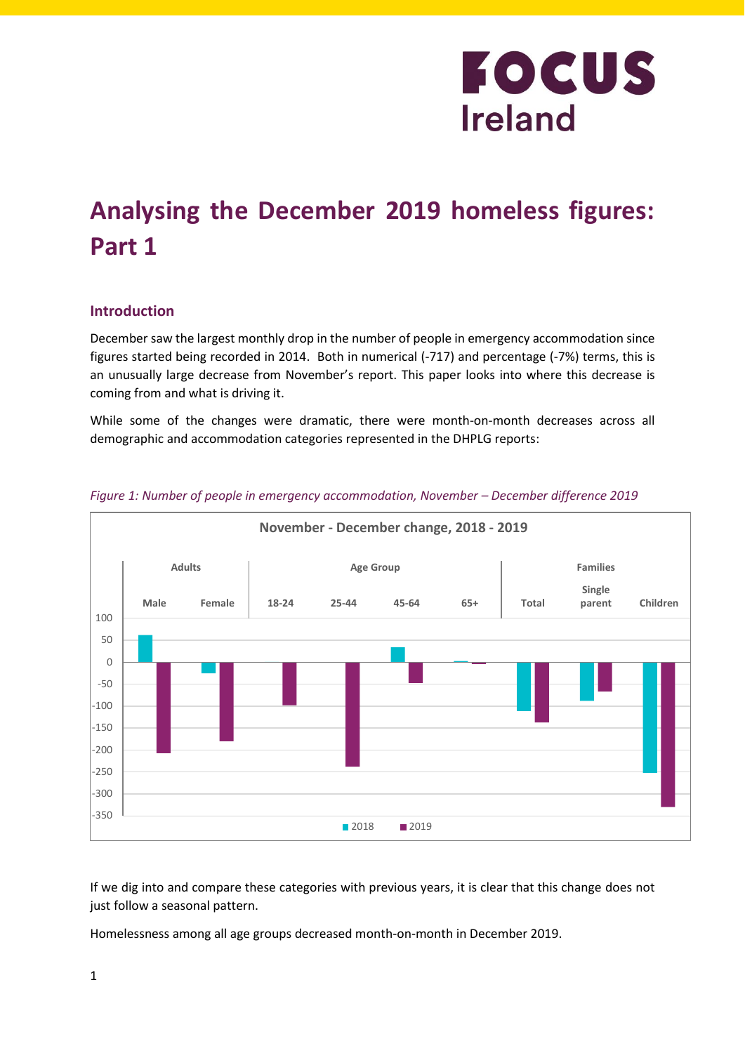# Analysing the December 2019 homeless figures: Part 1

## Introduction

December saw the largest monthly drop in the number of people in emergency accommodation since figures started being recorded in 2014. Both in numerical (-717) and percentage (-7%) terms, this is an unusually large decrease from November's report. This paper looks into where this decrease is coming from and what is driving it.

While some of the changes were dramatic, there were month-on-month decreases across all demographic and accommodation categories represented in the DHPLG reports:

*Figure 1: Number of people in emergency accommodation, November – December difference 2019*

If we dig into and compare these categories with previous years, it is clear that this change does not just follow a seasonal pattern.

Homelessness among all age groups decreased month-on-month in December 2019.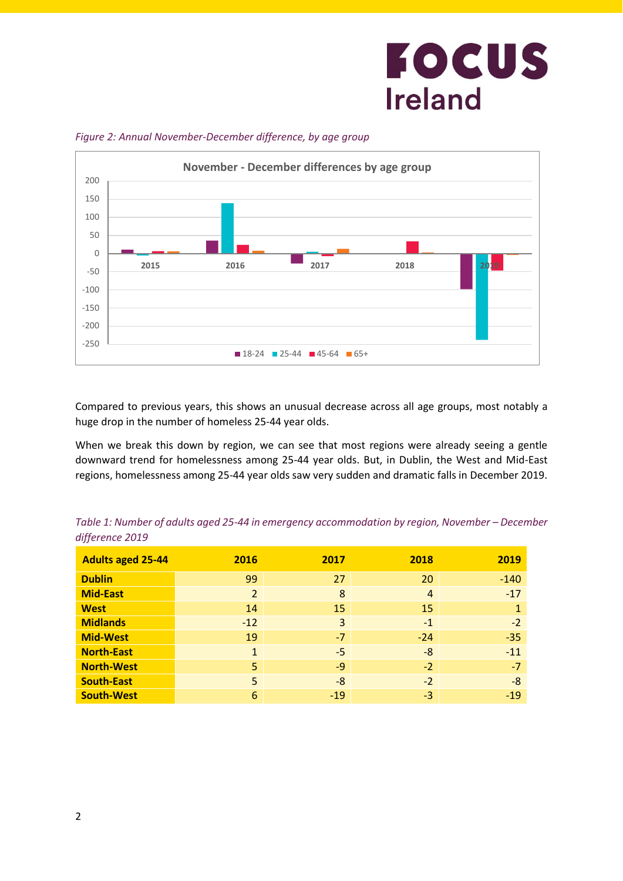*Figure 2: Annual November-December difference, by age group*

Compared to previous years, this shows an unusual decrease across all age groups, most notably a huge drop in the number of homeless 25-44 year olds.

When we break this down by region, we can see that most regions were already seeing a gentle downward trend for homelessness among 25-44 year olds. But, in Dublin, the West and Mid-East regions, homelessness among 25-44 year olds saw very sudden and dramatic falls in December 2019.

*Table 1: Number of adults aged 25-44 in emergency accommodation by region, November – December difference 2019*

| Adults aged 25-44 | 2016 | 2017 | 2018 | 2019 |
|---|---|---|---|---|
| **Dublin** | 99 | 27 | 20 | -140 |
| **Mid-East** | 2 | 8 | 4 | -17 |
| **West** | 14 | 15 | 15 | 1 |
| **Midlands** | -12 | 3 | -1 | -2 |
| **Mid-West** | 19 | -7 | -24 | -35 |
| **North-East** | 1 | -5 | -8 | -11 |
| **North-West** | 5 | -9 | -2 | -7 |
| **South-East** | 5 | -8 | -2 | -8 |
| **South-West** | 6 | -19 | -3 | -19 |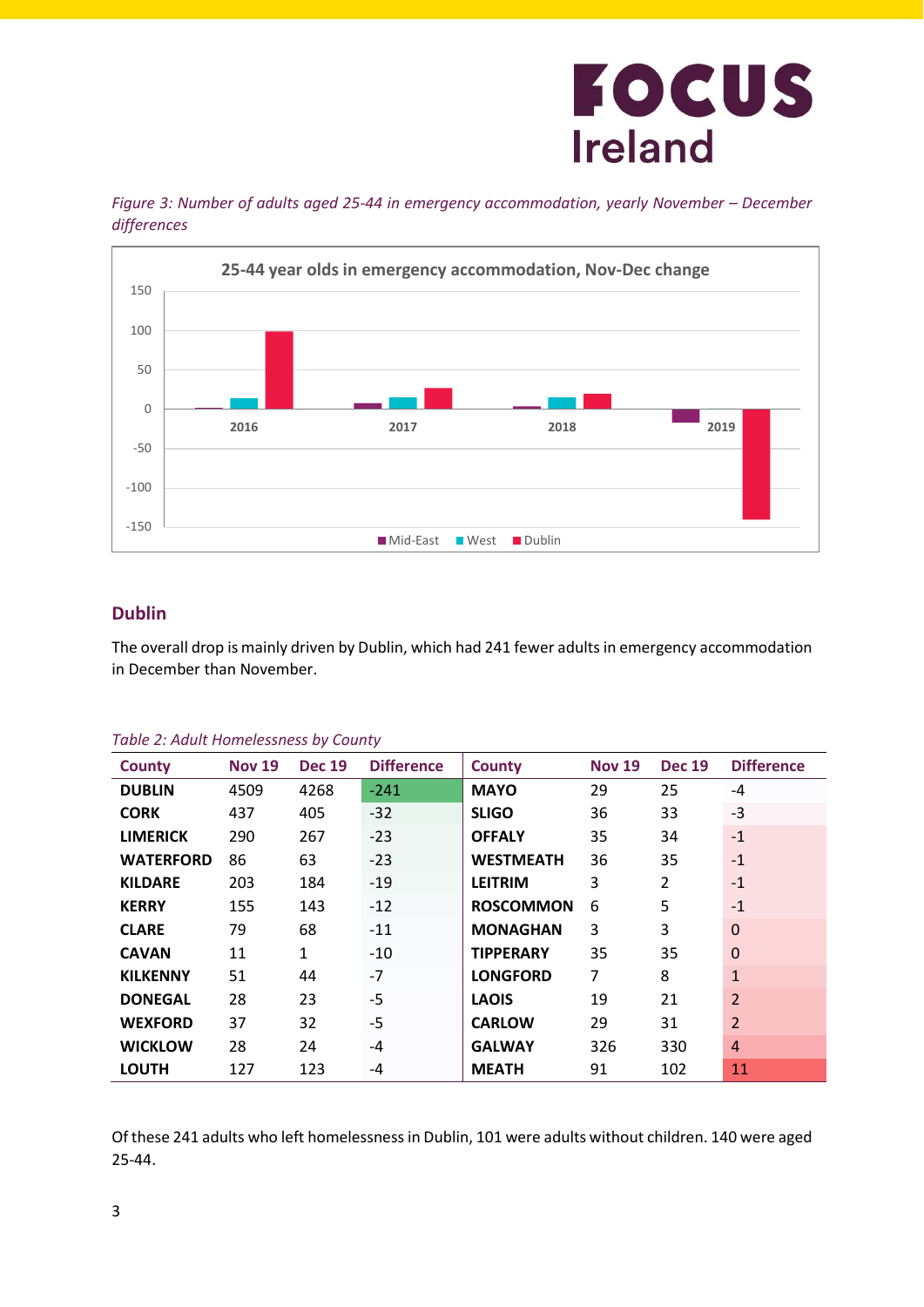*Figure 3: Number of adults aged 25-44 in emergency accommodation, yearly November – December differences*

## Dublin

The overall drop is mainly driven by Dublin, which had 241 fewer adults in emergency accommodation in December than November.

*Table 2: Adult Homelessness by County*

| County | Nov 19 | Dec 19 | Difference | County | Nov 19 | Dec 19 | Difference |
|---|---|---|---|---|---|---|---|
| **DUBLIN** | 4509 | 4268 | -241 | **MAYO** | 29 | 25 | -4 |
| **CORK** | 437 | 405 | -32 | **SLIGO** | 36 | 33 | -3 |
| **LIMERICK** | 290 | 267 | -23 | **OFFALY** | 35 | 34 | -1 |
| **WATERFORD** | 86 | 63 | -23 | **WESTMEATH** | 36 | 35 | -1 |
| **KILDARE** | 203 | 184 | -19 | **LEITRIM** | 3 | 2 | -1 |
| **KERRY** | 155 | 143 | -12 | **ROSCOMMON** | 6 | 5 | -1 |
| **CLARE** | 79 | 68 | -11 | **MONAGHAN** | 3 | 3 | 0 |
| **CAVAN** | 11 | 1 | -10 | **TIPPERARY** | 35 | 35 | 0 |
| **KILKENNY** | 51 | 44 | -7 | **LONGFORD** | 7 | 8 | 1 |
| **DONEGAL** | 28 | 23 | -5 | **LAOIS** | 19 | 21 | 2 |
| **WEXFORD** | 37 | 32 | -5 | **CARLOW** | 29 | 31 | 2 |
| **WICKLOW** | 28 | 24 | -4 | **GALWAY** | 326 | 330 | 4 |
| **LOUTH** | 127 | 123 | -4 | **MEATH** | 91 | 102 | 11 |

Of these 241 adults who left homelessness in Dublin, 101 were adults without children. 140 were aged 25-44.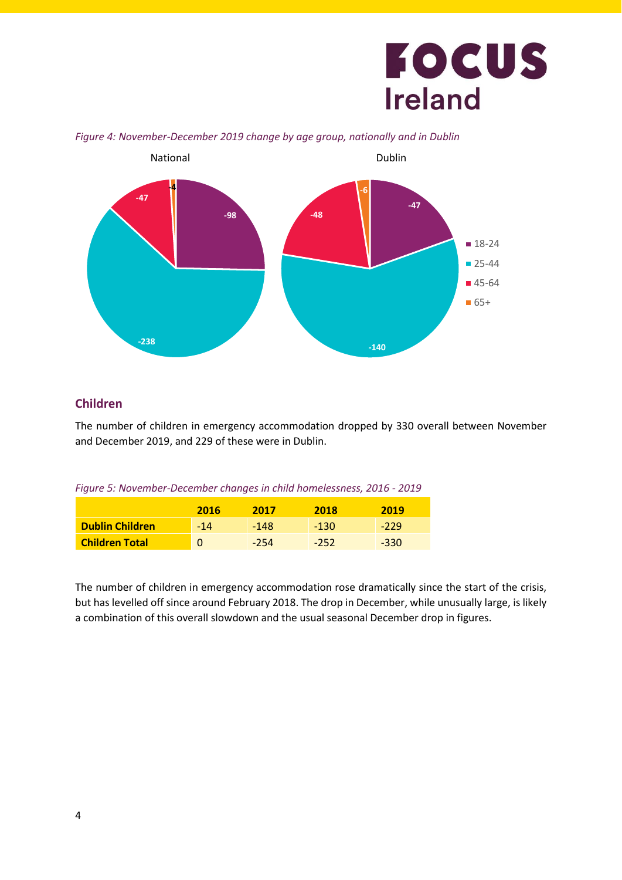*Figure 4: November-December 2019 change by age group, nationally and in Dublin*

## Children

The number of children in emergency accommodation dropped by 330 overall between November and December 2019, and 229 of these were in Dublin.

*Figure 5: November-December changes in child homelessness, 2016 - 2019*

| | 2016 | 2017 | 2018 | 2019 |
|---|---|---|---|---|
| **Dublin Children** | -14 | -148 | -130 | -229 |
| **Children Total** | 0 | -254 | -252 | -330 |

The number of children in emergency accommodation rose dramatically since the start of the crisis, but has levelled off since around February 2018. The drop in December, while unusually large, is likely a combination of this overall slowdown and the usual seasonal December drop in figures.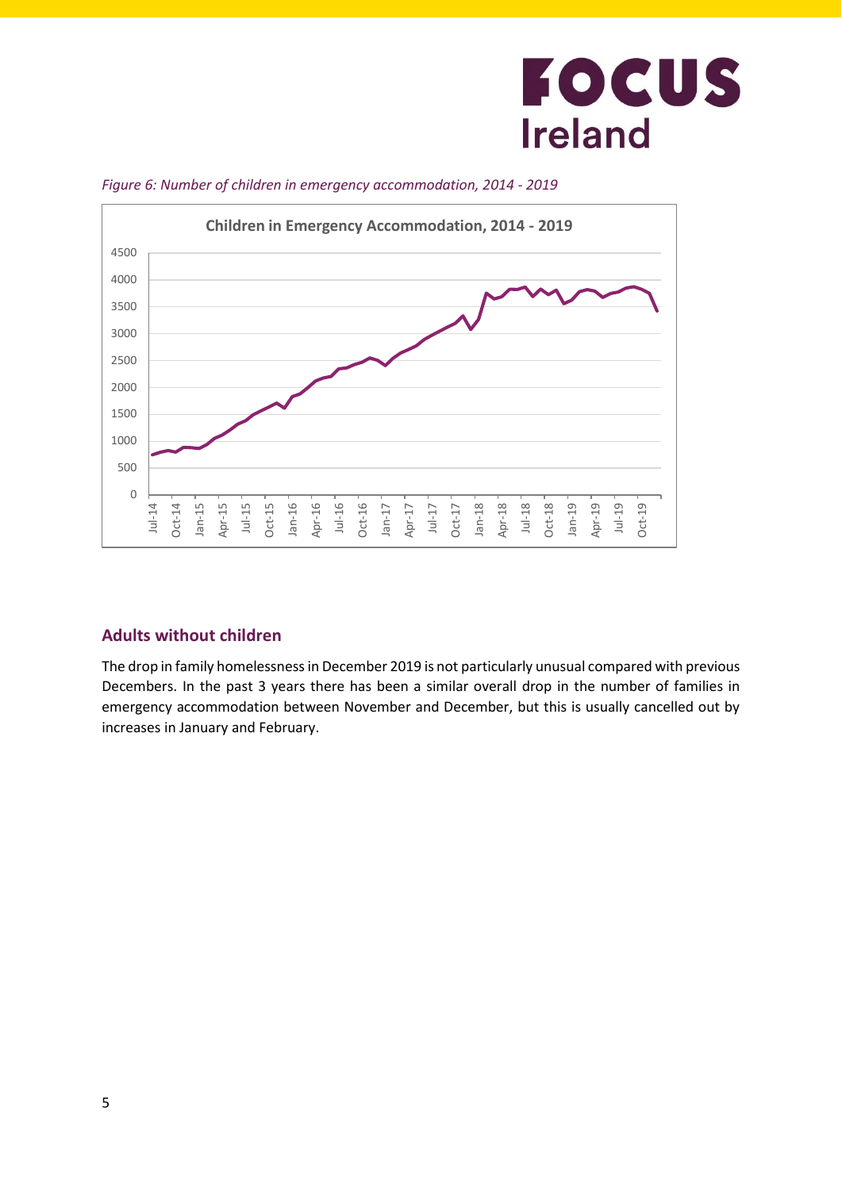*Figure 6: Number of children in emergency accommodation, 2014 - 2019*

## Adults without children

The drop in family homelessness in December 2019 is not particularly unusual compared with previous Decembers. In the past 3 years there has been a similar overall drop in the number of families in emergency accommodation between November and December, but this is usually cancelled out by increases in January and February.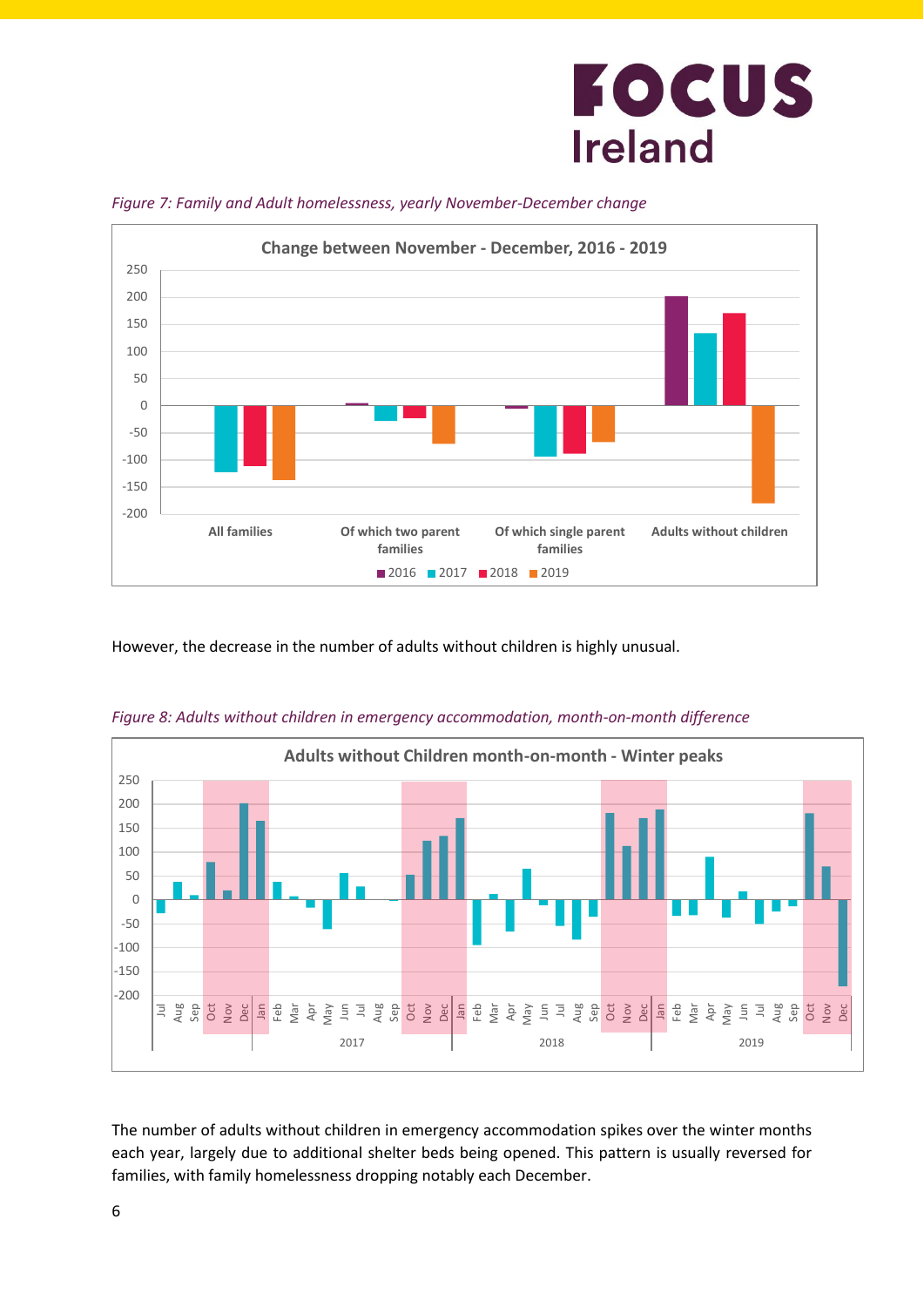*Figure 7: Family and Adult homelessness, yearly November-December change*

However, the decrease in the number of adults without children is highly unusual.

*Figure 8: Adults without children in emergency accommodation, month-on-month difference*

The number of adults without children in emergency accommodation spikes over the winter months each year, largely due to additional shelter beds being opened. This pattern is usually reversed for families, with family homelessness dropping notably each December.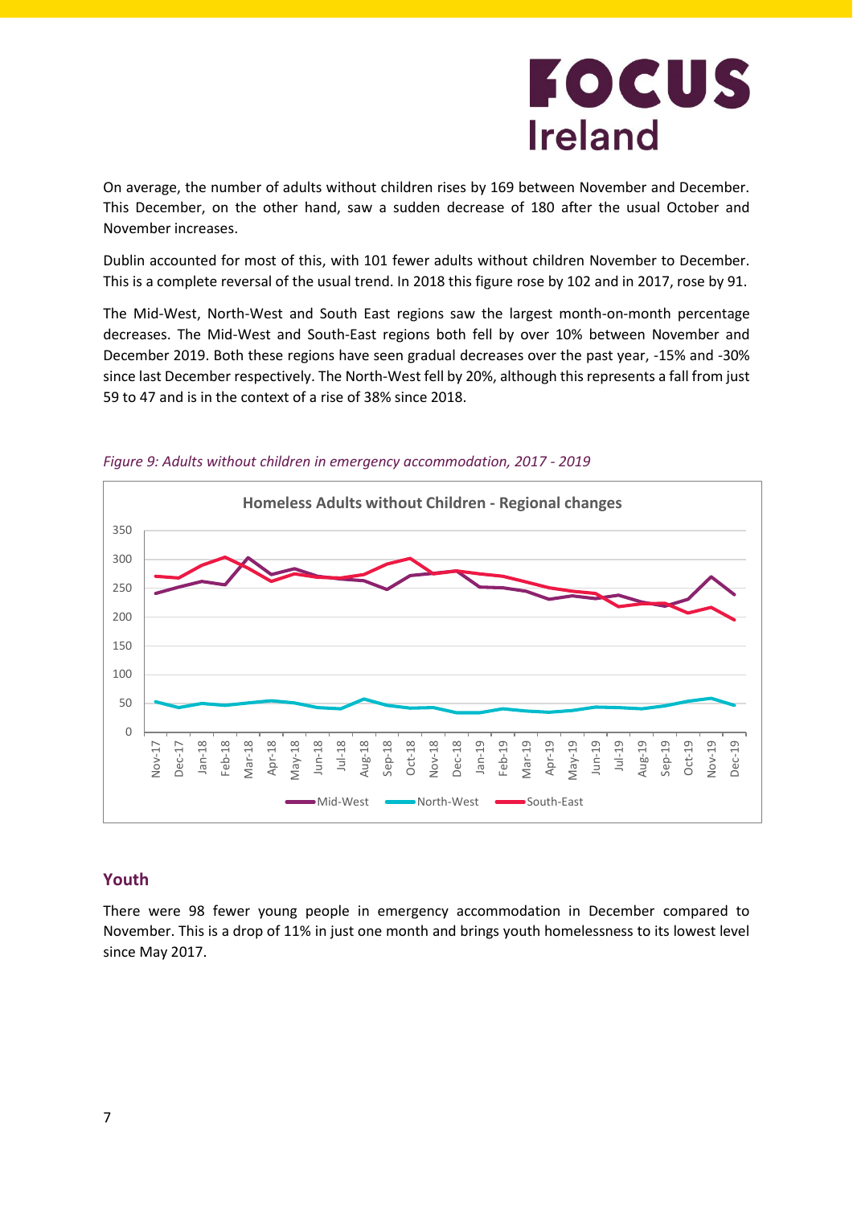On average, the number of adults without children rises by 169 between November and December. This December, on the other hand, saw a sudden decrease of 180 after the usual October and November increases.

Dublin accounted for most of this, with 101 fewer adults without children November to December. This is a complete reversal of the usual trend. In 2018 this figure rose by 102 and in 2017, rose by 91.

The Mid-West, North-West and South East regions saw the largest month-on-month percentage decreases. The Mid-West and South-East regions both fell by over 10% between November and December 2019. Both these regions have seen gradual decreases over the past year, -15% and -30% since last December respectively. The North-West fell by 20%, although this represents a fall from just 59 to 47 and is in the context of a rise of 38% since 2018.

*Figure 9: Adults without children in emergency accommodation, 2017 - 2019*

## Youth

There were 98 fewer young people in emergency accommodation in December compared to November. This is a drop of 11% in just one month and brings youth homelessness to its lowest level since May 2017.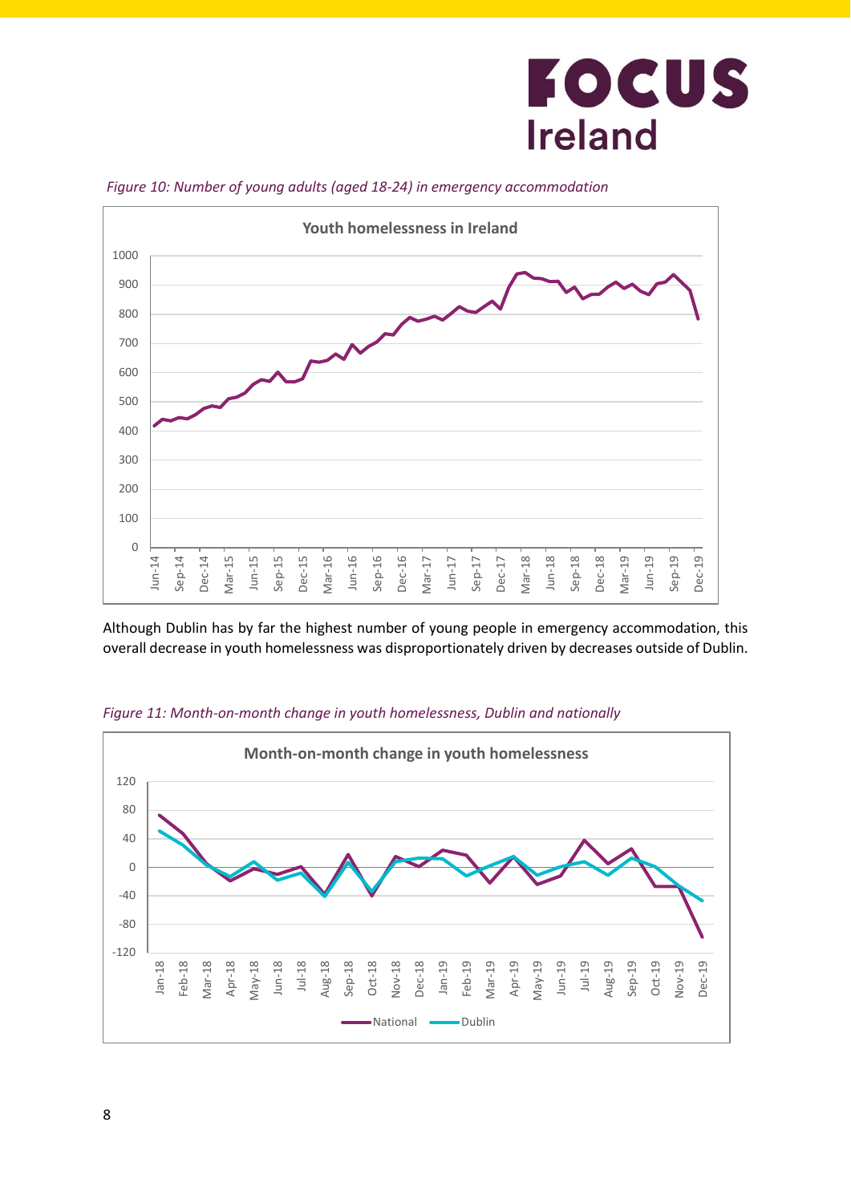*Figure 10: Number of young adults (aged 18-24) in emergency accommodation*

Although Dublin has by far the highest number of young people in emergency accommodation, this overall decrease in youth homelessness was disproportionately driven by decreases outside of Dublin.

*Figure 11: Month-on-month change in youth homelessness, Dublin and nationally*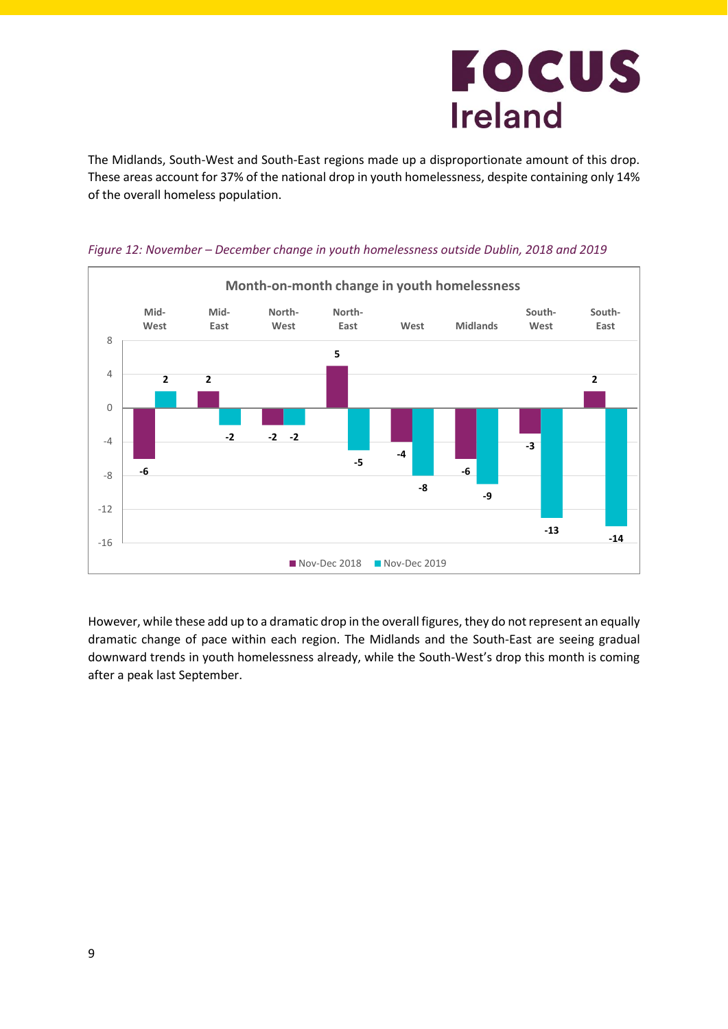The Midlands, South-West and South-East regions made up a disproportionate amount of this drop. These areas account for 37% of the national drop in youth homelessness, despite containing only 14% of the overall homeless population.

*Figure 12: November – December change in youth homelessness outside Dublin, 2018 and 2019*

**Month-on-month change in youth homelessness**

| Region | Nov-Dec 2018 | Nov-Dec 2019 |
|---|---|---|
| Mid-West | -6 | 2 |
| Mid-East | 2 | -2 |
| North-West | -2 | -2 |
| North-East | 5 | -5 |
| West | -4 | -8 |
| Midlands | -6 | -9 |
| South-West | -3 | -13 |
| South-East | 2 | -14 |

However, while these add up to a dramatic drop in the overall figures, they do not represent an equally dramatic change of pace within each region. The Midlands and the South-East are seeing gradual downward trends in youth homelessness already, while the South-West's drop this month is coming after a peak last September.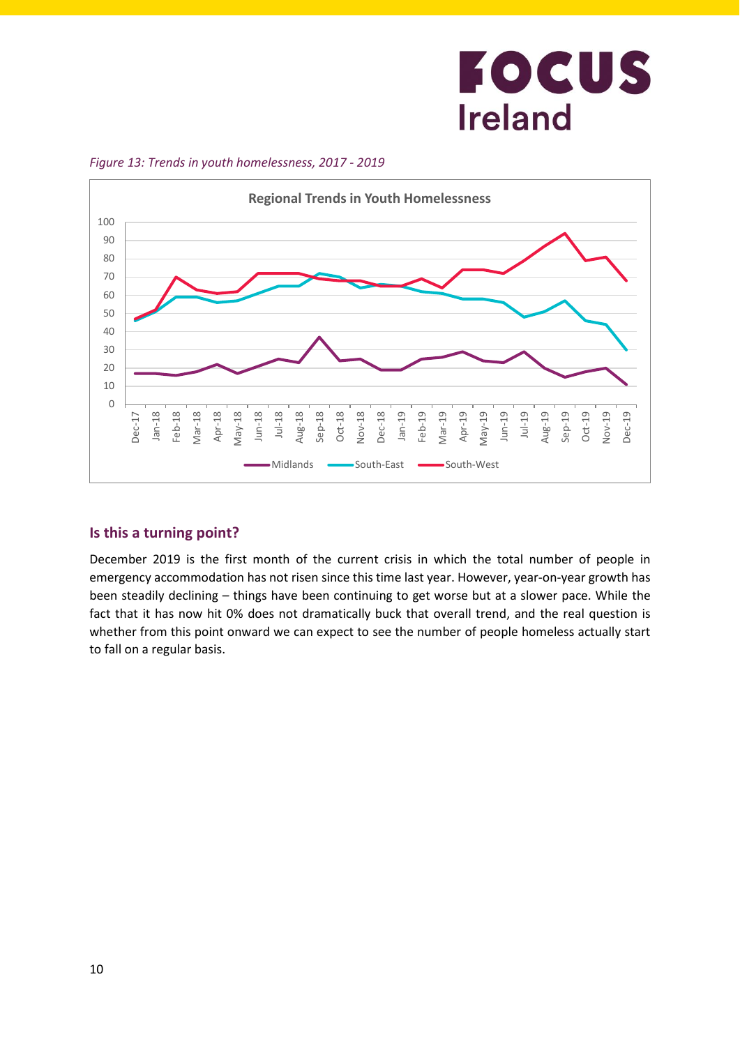*Figure 13: Trends in youth homelessness, 2017 - 2019*

## Is this a turning point?

December 2019 is the first month of the current crisis in which the total number of people in emergency accommodation has not risen since this time last year. However, year-on-year growth has been steadily declining – things have been continuing to get worse but at a slower pace. While the fact that it has now hit 0% does not dramatically buck that overall trend, and the real question is whether from this point onward we can expect to see the number of people homeless actually start to fall on a regular basis.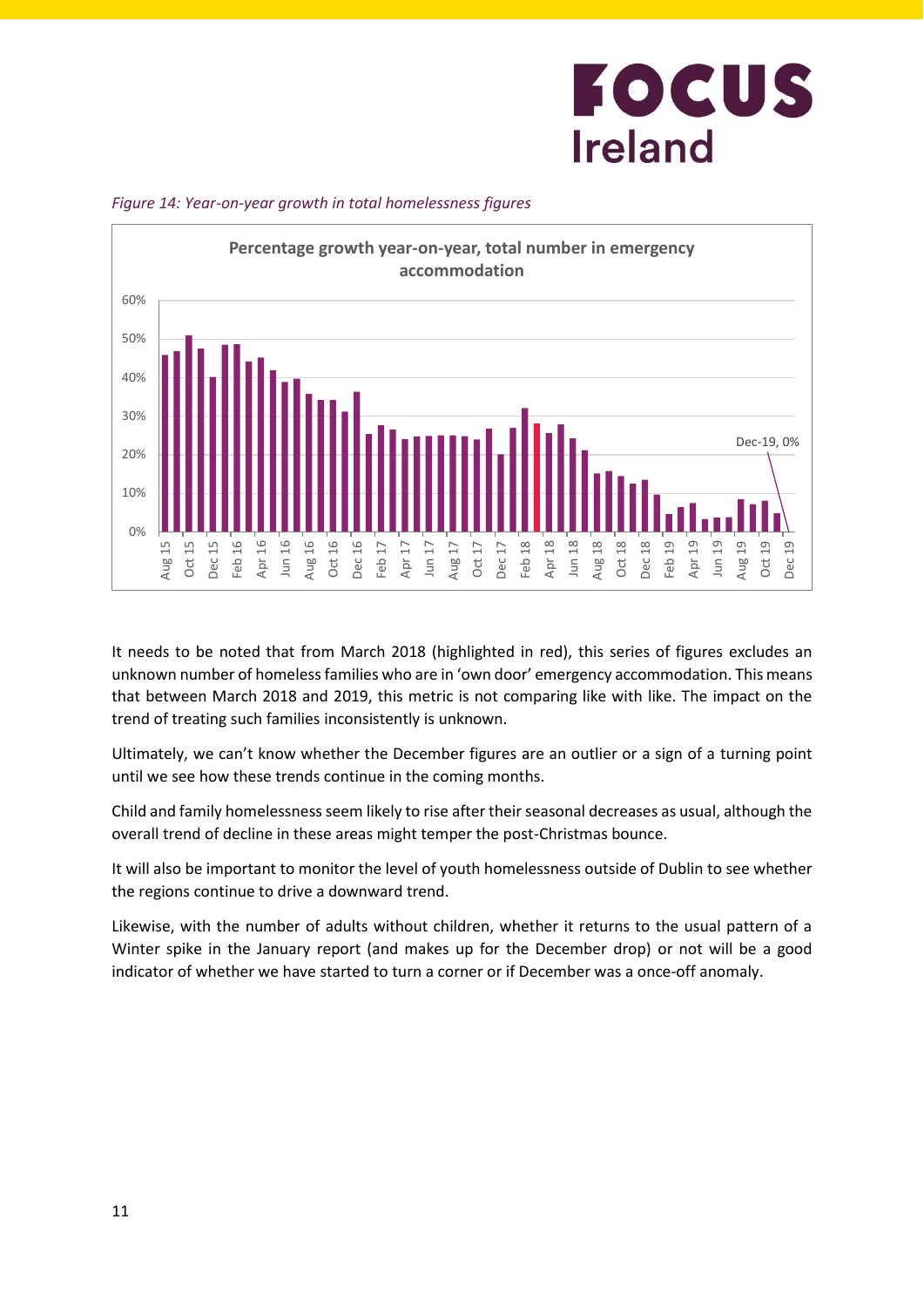*Figure 14: Year-on-year growth in total homelessness figures*

Percentage growth year-on-year, total number in emergency accommodation

60%
50%
40%
30%
20%
10%
0%

Dec-19, 0%

Aug 15
Oct 15
Dec 15
Feb 16
Apr 16
Jun 16
Aug 16
Oct 16
Dec 16
Feb 17
Apr 17
Jun 17
Aug 17
Oct 17
Dec 17
Feb 18
Apr 18
Jun 18
Aug 18
Oct 18
Dec 18
Feb 19
Apr 19
Jun 19
Aug 19
Oct 19
Dec 19

It needs to be noted that from March 2018 (highlighted in red), this series of figures excludes an unknown number of homeless families who are in 'own door' emergency accommodation. This means that between March 2018 and 2019, this metric is not comparing like with like. The impact on the trend of treating such families inconsistently is unknown.

Ultimately, we can't know whether the December figures are an outlier or a sign of a turning point until we see how these trends continue in the coming months.

Child and family homelessness seem likely to rise after their seasonal decreases as usual, although the overall trend of decline in these areas might temper the post-Christmas bounce.

It will also be important to monitor the level of youth homelessness outside of Dublin to see whether the regions continue to drive a downward trend.

Likewise, with the number of adults without children, whether it returns to the usual pattern of a Winter spike in the January report (and makes up for the December drop) or not will be a good indicator of whether we have started to turn a corner or if December was a once-off anomaly.